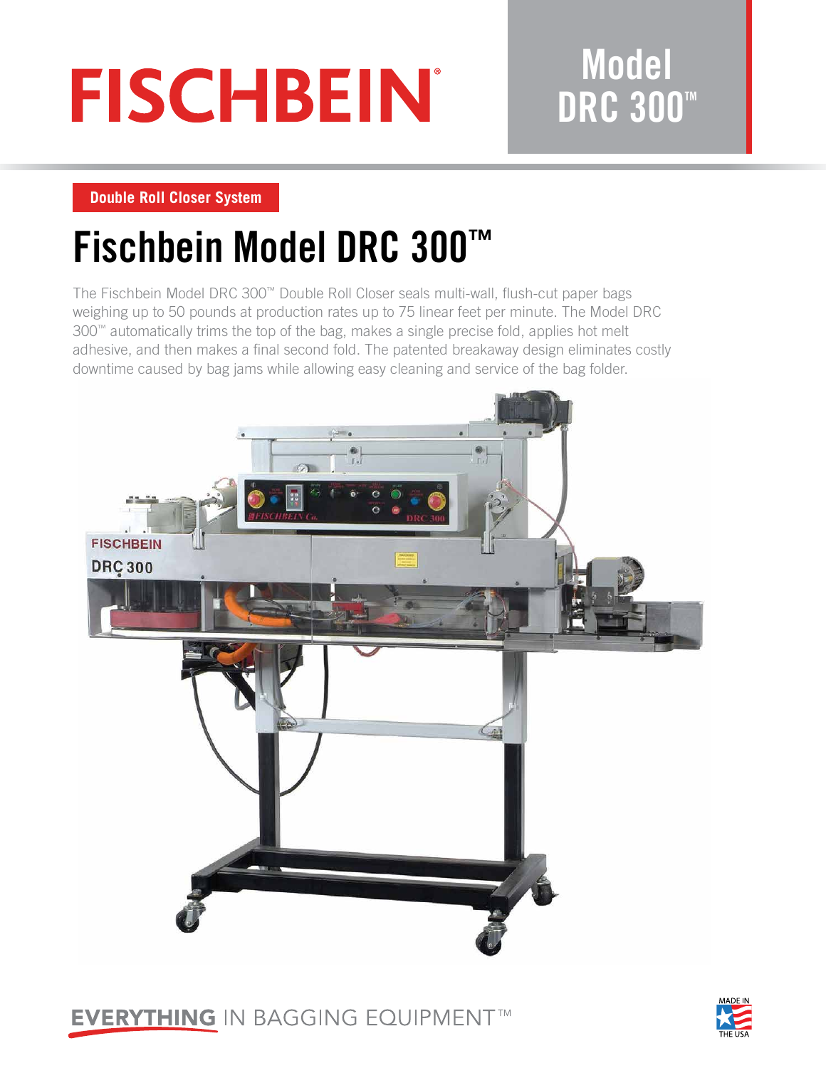# FISCHBEIN®

Model DRC 300™

**Double Roll Closer System**

## Fischbein Model DRC 300™

The Fischbein Model DRC 300™ Double Roll Closer seals multi-wall, flush-cut paper bags weighing up to 50 pounds at production rates up to 75 linear feet per minute. The Model DRC 300™ automatically trims the top of the bag, makes a single precise fold, applies hot melt adhesive, and then makes a final second fold. The patented breakaway design eliminates costly downtime caused by bag jams while allowing easy cleaning and service of the bag folder.

**EVERYTHING** IN BAGGING EQUIPMENT™

MADE IN THE USA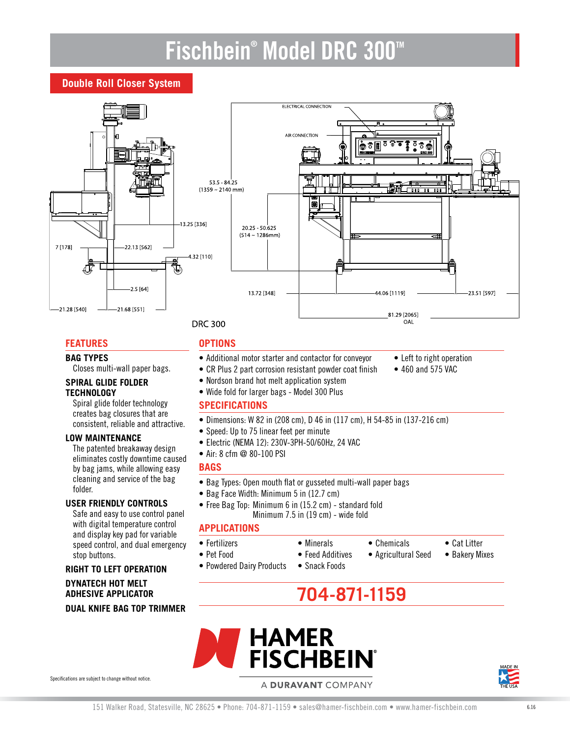# Fischbein® Model DRC 300™

## Double Roll Closer System

ELECTRICAL CONNECTION

AIR CONNECTION

53.5 - 84.25
(1359 ~ 2140 mm)

13.25 [336]

20.25 - 50.625
(514 ~ 1286mm)

7 [178]

22.13 [562]

4.32 [110]

2.5 [64]

21.28 [540]

21.68 [551]

13.72 [348]

44.06 [1119]

23.51 [597]

81.29 [2065]
OAL

DRC 300

## FEATURES

### BAG TYPES

Closes multi-wall paper bags.

### SPIRAL GLIDE FOLDER TECHNOLOGY

Spiral glide folder technology creates bag closures that are consistent, reliable and attractive.

### LOW MAINTENANCE

The patented breakaway design eliminates costly downtime caused by bag jams, while allowing easy cleaning and service of the bag folder.

### USER FRIENDLY CONTROLS

Safe and easy to use control panel with digital temperature control and display key pad for variable speed control, and dual emergency stop buttons.

### RIGHT TO LEFT OPERATION

### DYNATECH HOT MELT ADHESIVE APPLICATOR

### DUAL KNIFE BAG TOP TRIMMER

## OPTIONS

- Additional motor starter and contactor for conveyor
- CR Plus 2 part corrosion resistant powder coat finish
- Nordson brand hot melt application system
- Wide fold for larger bags - Model 300 Plus
- Left to right operation
- 460 and 575 VAC

## SPECIFICATIONS

- Dimensions: W 82 in (208 cm), D 46 in (117 cm), H 54-85 in (137-216 cm)
- Speed: Up to 75 linear feet per minute
- Electric (NEMA 12): 230V-3PH-50/60Hz, 24 VAC
- Air: 8 cfm @ 80-100 PSI

## BAGS

- Bag Types: Open mouth flat or gusseted multi-wall paper bags
- Bag Face Width: Minimum 5 in (12.7 cm)
- Free Bag Top: Minimum 6 in (15.2 cm) - standard fold
  Minimum 7.5 in (19 cm) - wide fold

## APPLICATIONS

- Fertilizers
- Pet Food
- Powdered Dairy Products
- Minerals
- Feed Additives
- Snack Foods
- Chemicals
- Agricultural Seed
- Cat Litter
- Bakery Mixes

**704-871-1159**

HAMER FISCHBEIN®

A DURAVANT COMPANY

MADE IN THE USA

Specifications are subject to change without notice.

151 Walker Road, Statesville, NC 28625 • Phone: 704-871-1159 • sales@hamer-fischbein.com • www.hamer-fischbein.com

6.16